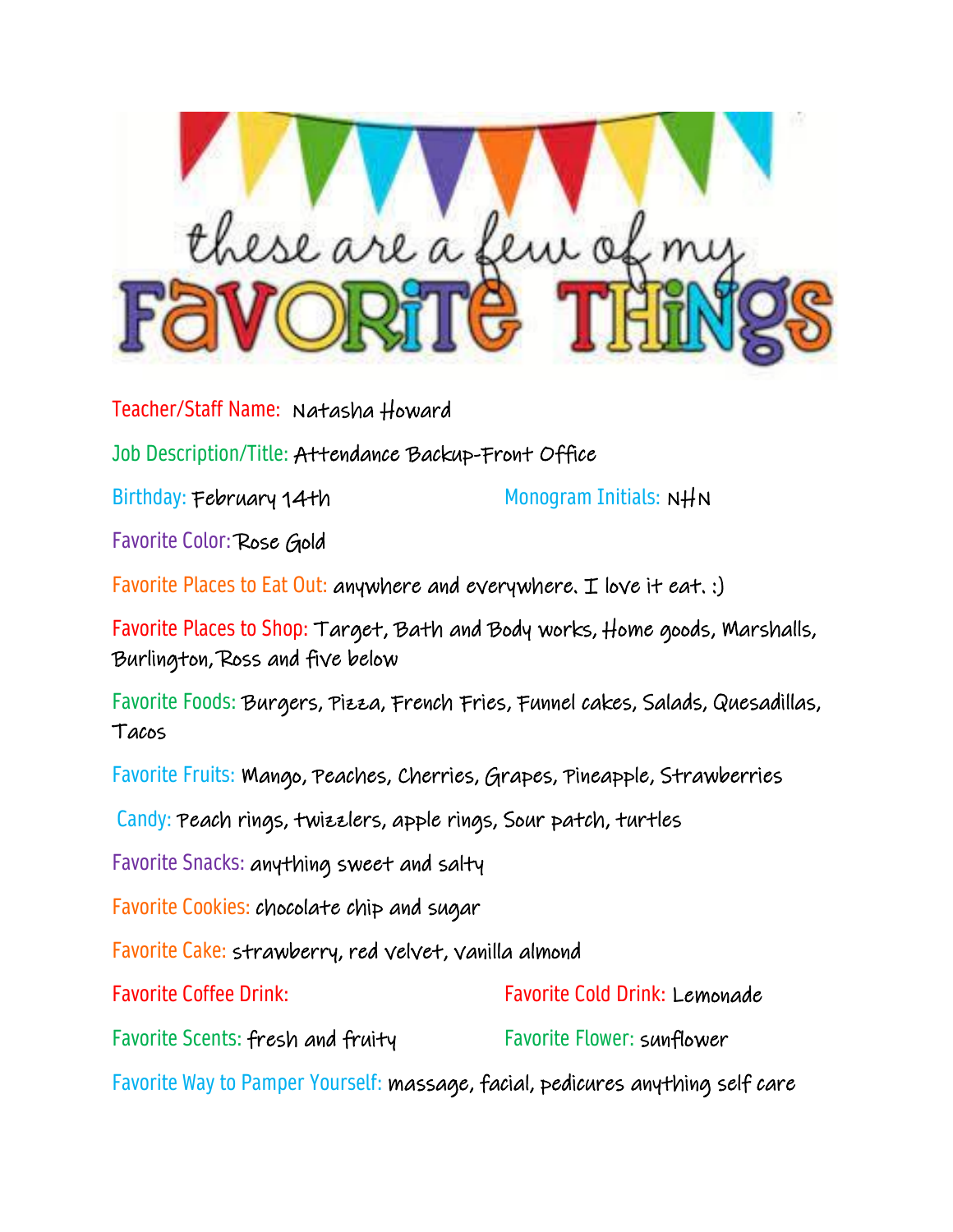# these are a few of my FAVORITE THINGS

Teacher/Staff Name: Natasha Howard

Job Description/Title: Attendance Backup-Front Office

Birthday: February 14th

Monogram Initials: NHN

Favorite Color: Rose Gold

Favorite Places to Eat Out: anywhere and everywhere. I love it eat. :)

Favorite Places to Shop: Target, Bath and Body works, Home goods, Marshalls, Burlington, Ross and five below

Favorite Foods: Burgers, Pizza, French Fries, Funnel cakes, Salads, Quesadillas, Tacos

Favorite Fruits: Mango, Peaches, Cherries, Grapes, Pineapple, Strawberries

Candy: Peach rings, twizzlers, apple rings, Sour patch, turtles

Favorite Snacks: anything sweet and salty

Favorite Cookies: chocolate chip and sugar

Favorite Cake: strawberry, red velvet, vanilla almond

Favorite Coffee Drink:

Favorite Cold Drink: Lemonade

Favorite Scents: fresh and fruity

Favorite Flower: sunflower

Favorite Way to Pamper Yourself: massage, facial, pedicures anything self care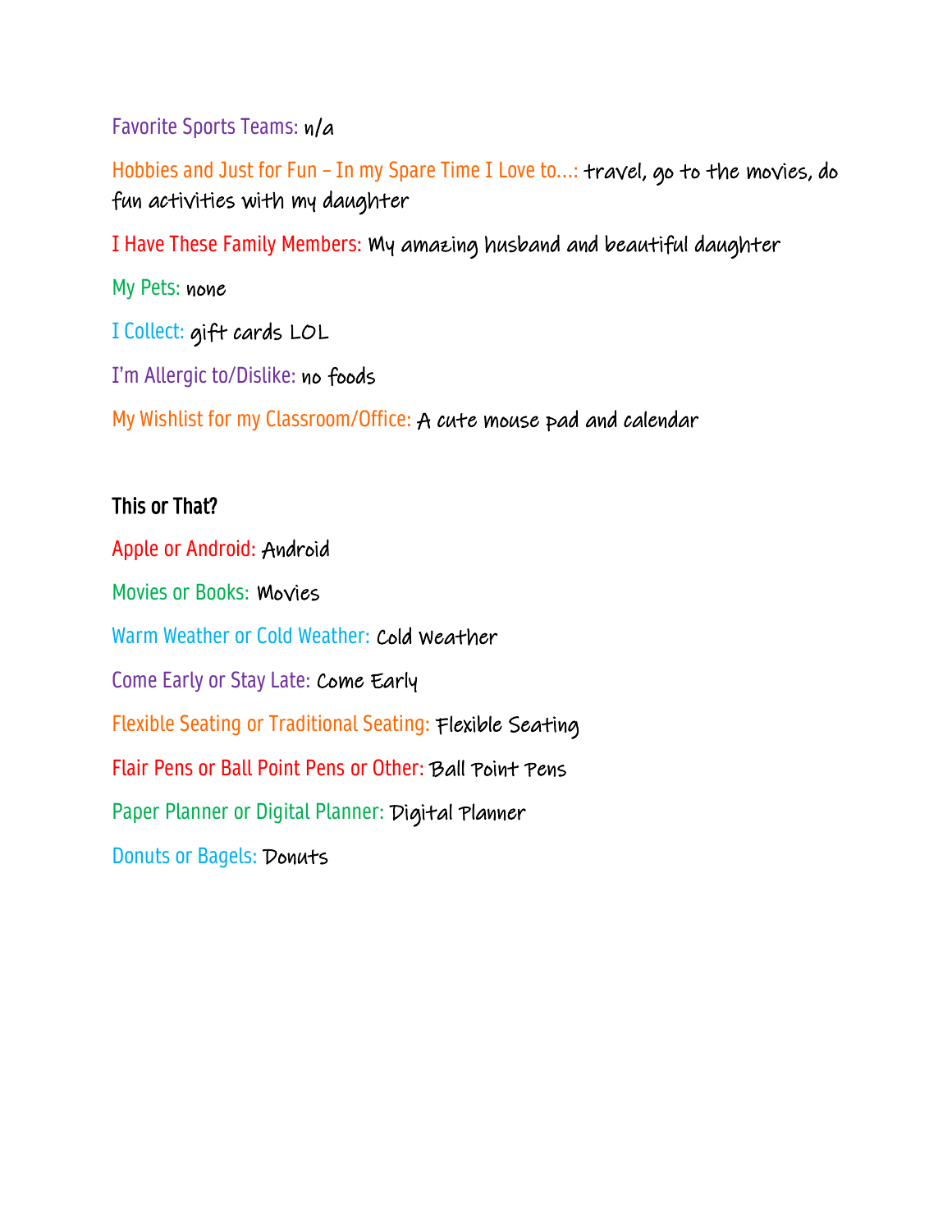Favorite Sports Teams: n/a

Hobbies and Just for Fun – In my Spare Time I Love to…: travel, go to the movies, do fun activities with my daughter

I Have These Family Members: My amazing husband and beautiful daughter

My Pets: none

I Collect: gift cards LOL

I'm Allergic to/Dislike: no foods

My Wishlist for my Classroom/Office: A cute mouse pad and calendar

**This or That?**

Apple or Android: Android

Movies or Books: Movies

Warm Weather or Cold Weather: Cold Weather

Come Early or Stay Late: Come Early

Flexible Seating or Traditional Seating: Flexible Seating

Flair Pens or Ball Point Pens or Other: Ball Point Pens

Paper Planner or Digital Planner: Digital Planner

Donuts or Bagels: Donuts